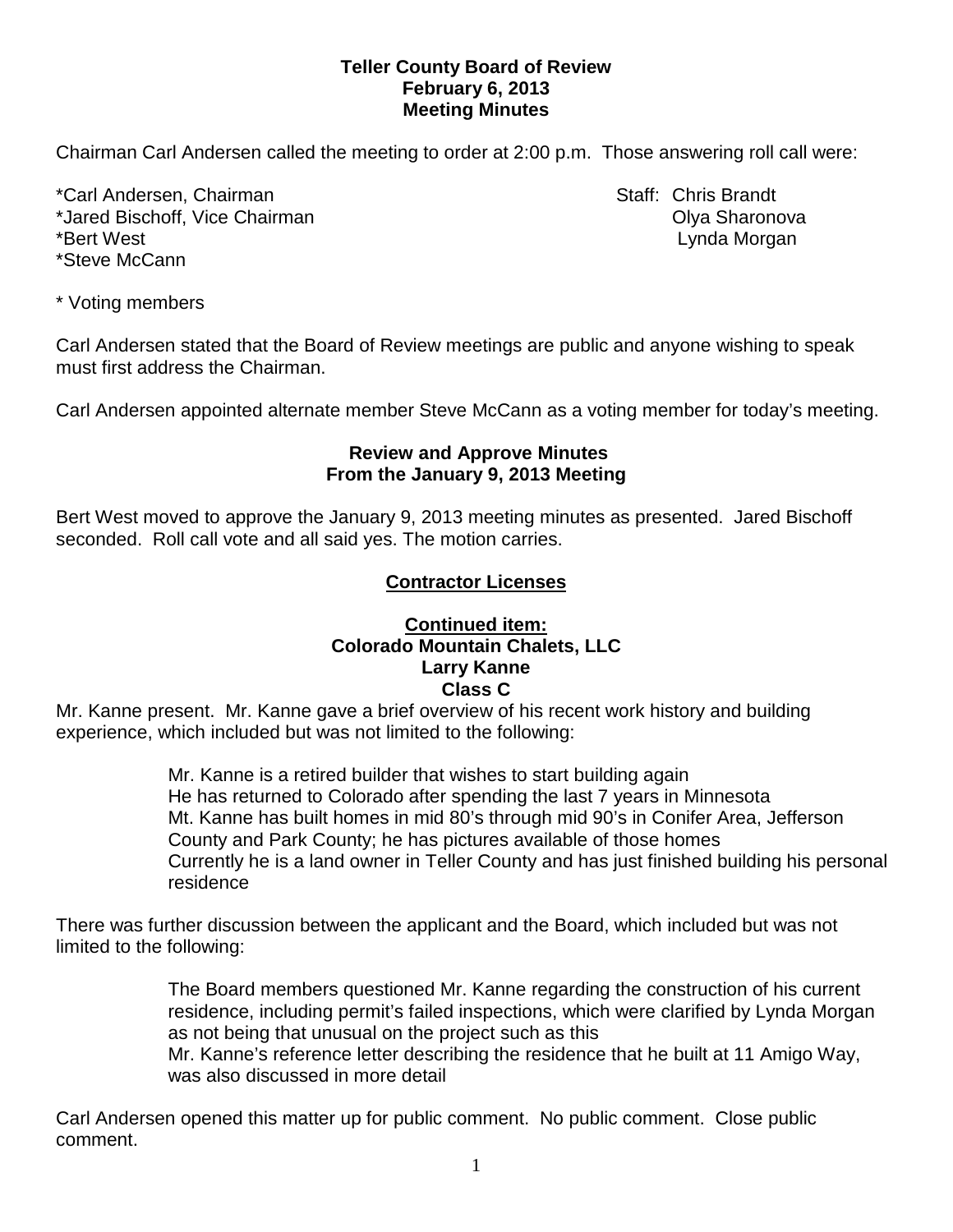**Teller County Board of Review**
**February 6, 2013**
**Meeting Minutes**

Chairman Carl Andersen called the meeting to order at 2:00 p.m. Those answering roll call were:

*Carl Andersen, Chairman
*Jared Bischoff, Vice Chairman
*Bert West
*Steve McCann

Staff: Chris Brandt
Olya Sharonova
Lynda Morgan

* Voting members

Carl Andersen stated that the Board of Review meetings are public and anyone wishing to speak must first address the Chairman.

Carl Andersen appointed alternate member Steve McCann as a voting member for today's meeting.

**Review and Approve Minutes**
**From the January 9, 2013 Meeting**

Bert West moved to approve the January 9, 2013 meeting minutes as presented. Jared Bischoff seconded. Roll call vote and all said yes. The motion carries.

**Contractor Licenses**

**Continued item:**
**Colorado Mountain Chalets, LLC**
**Larry Kanne**
**Class C**

Mr. Kanne present. Mr. Kanne gave a brief overview of his recent work history and building experience, which included but was not limited to the following:

Mr. Kanne is a retired builder that wishes to start building again
He has returned to Colorado after spending the last 7 years in Minnesota
Mt. Kanne has built homes in mid 80's through mid 90's in Conifer Area, Jefferson County and Park County; he has pictures available of those homes
Currently he is a land owner in Teller County and has just finished building his personal residence

There was further discussion between the applicant and the Board, which included but was not limited to the following:

The Board members questioned Mr. Kanne regarding the construction of his current residence, including permit's failed inspections, which were clarified by Lynda Morgan as not being that unusual on the project such as this
Mr. Kanne's reference letter describing the residence that he built at 11 Amigo Way, was also discussed in more detail

Carl Andersen opened this matter up for public comment. No public comment. Close public comment.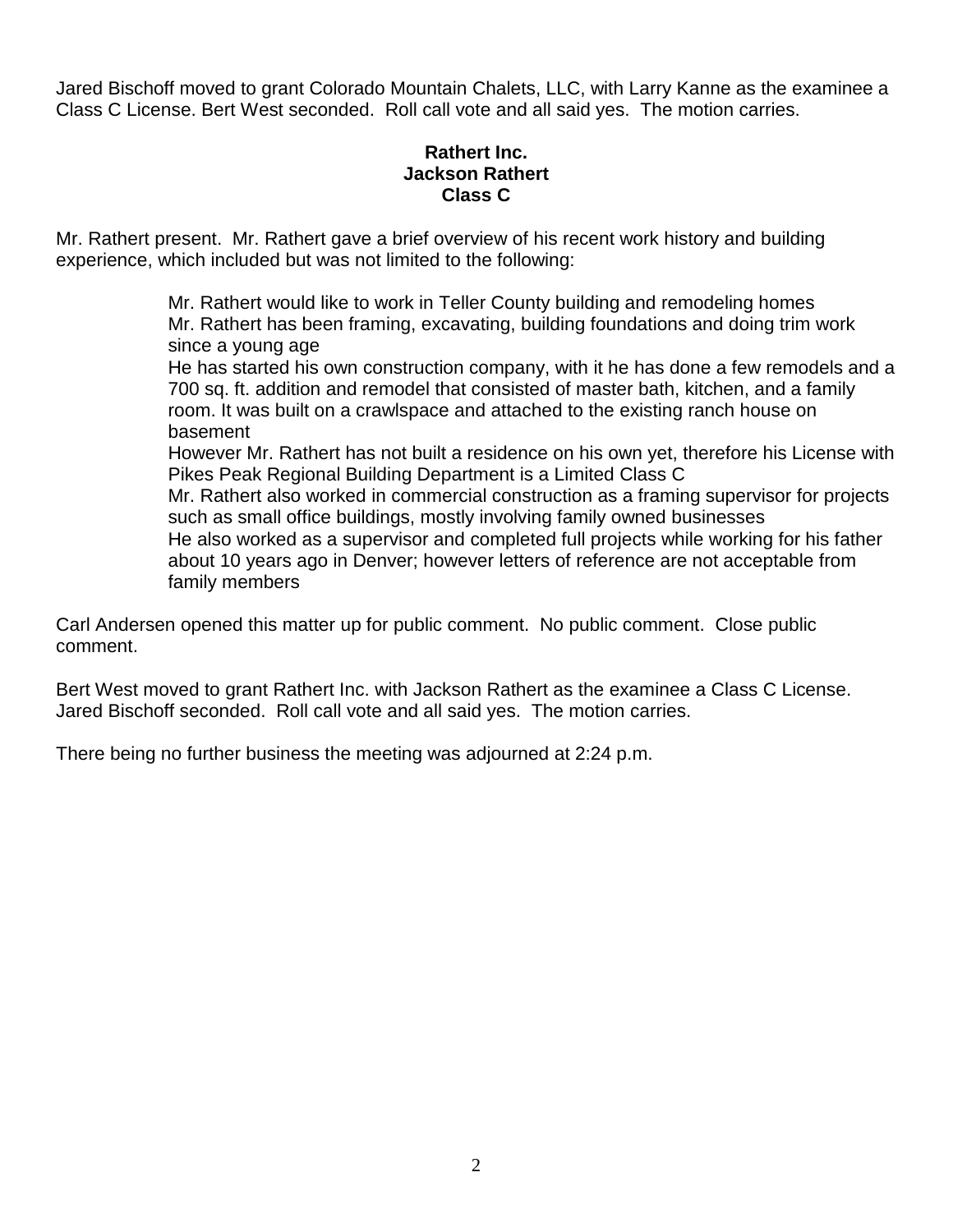Jared Bischoff moved to grant Colorado Mountain Chalets, LLC, with Larry Kanne as the examinee a Class C License. Bert West seconded. Roll call vote and all said yes. The motion carries.

**Rathert Inc.**
**Jackson Rathert**
**Class C**

Mr. Rathert present. Mr. Rathert gave a brief overview of his recent work history and building experience, which included but was not limited to the following:

- Mr. Rathert would like to work in Teller County building and remodeling homes
- Mr. Rathert has been framing, excavating, building foundations and doing trim work since a young age
- He has started his own construction company, with it he has done a few remodels and a 700 sq. ft. addition and remodel that consisted of master bath, kitchen, and a family room. It was built on a crawlspace and attached to the existing ranch house on basement
- However Mr. Rathert has not built a residence on his own yet, therefore his License with Pikes Peak Regional Building Department is a Limited Class C
- Mr. Rathert also worked in commercial construction as a framing supervisor for projects such as small office buildings, mostly involving family owned businesses
- He also worked as a supervisor and completed full projects while working for his father about 10 years ago in Denver; however letters of reference are not acceptable from family members

Carl Andersen opened this matter up for public comment. No public comment. Close public comment.

Bert West moved to grant Rathert Inc. with Jackson Rathert as the examinee a Class C License. Jared Bischoff seconded. Roll call vote and all said yes. The motion carries.

There being no further business the meeting was adjourned at 2:24 p.m.